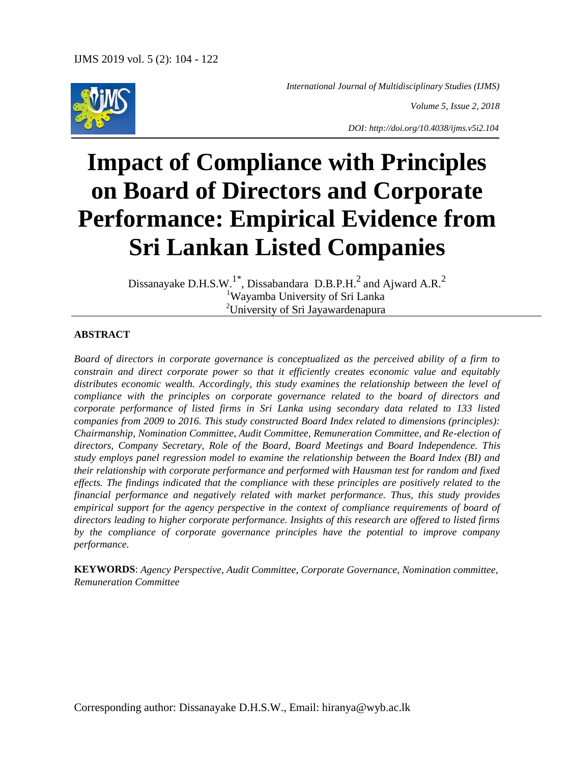*International Journal of Multidisciplinary Studies (IJMS)*

*Volume 5, Issue 2, 2018*

*DOI: http://doi.org/10.4038/ijms.v5i2.104*

# Impact of Compliance with Principles on Board of Directors and Corporate Performance: Empirical Evidence from Sri Lankan Listed Companies

Dissanayake D.H.S.W.[1*], Dissabandara D.B.P.H.[2] and Ajward A.R.[2]

[1]Wayamba University of Sri Lanka

[2]University of Sri Jayawardenapura

**ABSTRACT**

*Board of directors in corporate governance is conceptualized as the perceived ability of a firm to constrain and direct corporate power so that it efficiently creates economic value and equitably distributes economic wealth. Accordingly, this study examines the relationship between the level of compliance with the principles on corporate governance related to the board of directors and corporate performance of listed firms in Sri Lanka using secondary data related to 133 listed companies from 2009 to 2016. This study constructed Board Index related to dimensions (principles): Chairmanship, Nomination Committee, Audit Committee, Remuneration Committee, and Re-election of directors, Company Secretary, Role of the Board, Board Meetings and Board Independence. This study employs panel regression model to examine the relationship between the Board Index (BI) and their relationship with corporate performance and performed with Hausman test for random and fixed effects. The findings indicated that the compliance with these principles are positively related to the financial performance and negatively related with market performance. Thus, this study provides empirical support for the agency perspective in the context of compliance requirements of board of directors leading to higher corporate performance. Insights of this research are offered to listed firms by the compliance of corporate governance principles have the potential to improve company performance.*

**KEYWORDS**: *Agency Perspective, Audit Committee, Corporate Governance, Nomination committee, Remuneration Committee*

Corresponding author: Dissanayake D.H.S.W., Email: hiranya@wyb.ac.lk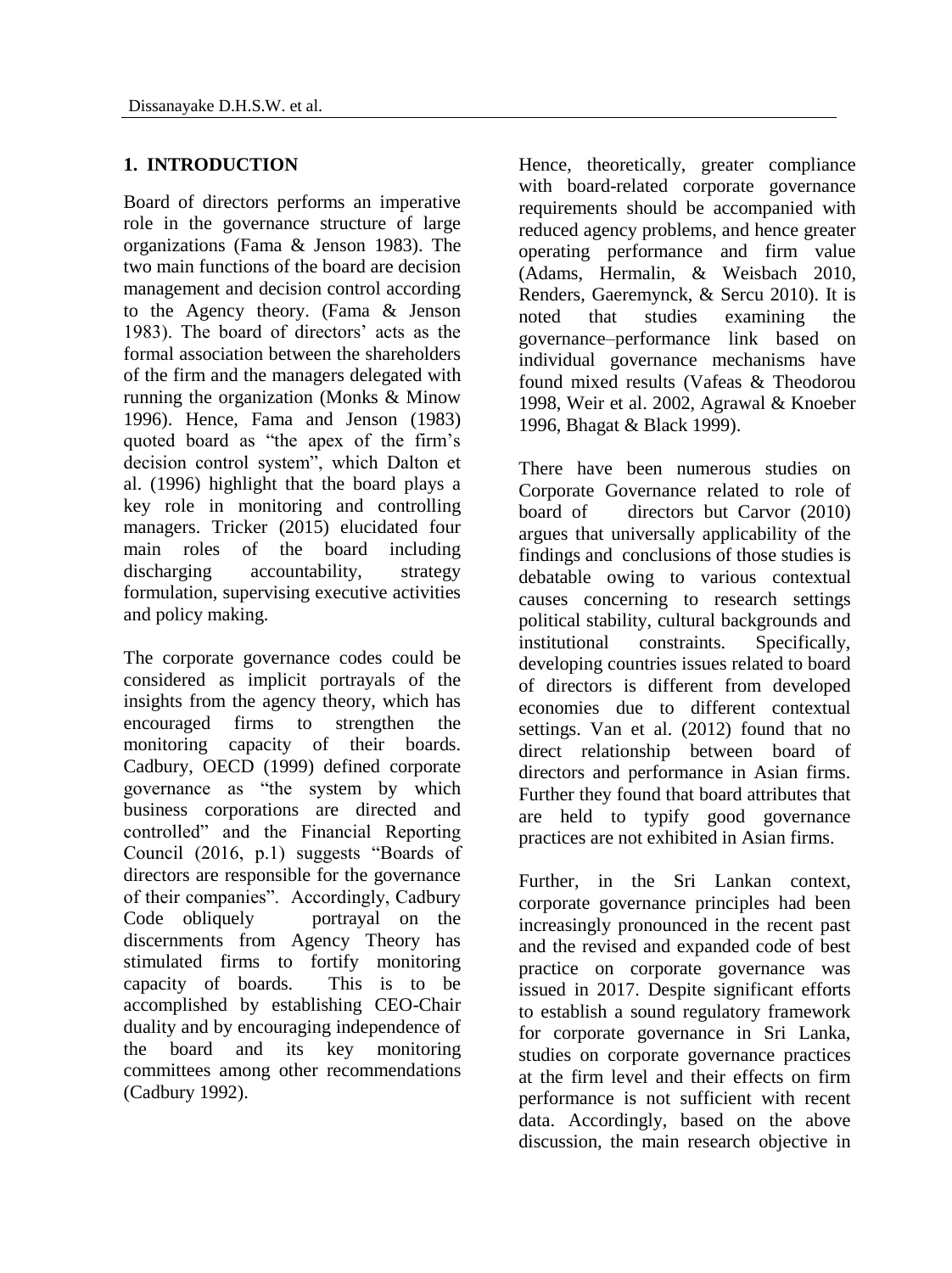## 1. INTRODUCTION

Board of directors performs an imperative role in the governance structure of large organizations (Fama & Jenson 1983). The two main functions of the board are decision management and decision control according to the Agency theory. (Fama & Jenson 1983). The board of directors' acts as the formal association between the shareholders of the firm and the managers delegated with running the organization (Monks & Minow 1996). Hence, Fama and Jenson (1983) quoted board as "the apex of the firm's decision control system", which Dalton et al. (1996) highlight that the board plays a key role in monitoring and controlling managers. Tricker (2015) elucidated four main roles of the board including discharging accountability, strategy formulation, supervising executive activities and policy making.

The corporate governance codes could be considered as implicit portrayals of the insights from the agency theory, which has encouraged firms to strengthen the monitoring capacity of their boards. Cadbury, OECD (1999) defined corporate governance as "the system by which business corporations are directed and controlled" and the Financial Reporting Council (2016, p.1) suggests "Boards of directors are responsible for the governance of their companies". Accordingly, Cadbury Code obliquely portrayal on the discernments from Agency Theory has stimulated firms to fortify monitoring capacity of boards. This is to be accomplished by establishing CEO-Chair duality and by encouraging independence of the board and its key monitoring committees among other recommendations (Cadbury 1992).

Hence, theoretically, greater compliance with board-related corporate governance requirements should be accompanied with reduced agency problems, and hence greater operating performance and firm value (Adams, Hermalin, & Weisbach 2010, Renders, Gaeremynck, & Sercu 2010). It is noted that studies examining the governance–performance link based on individual governance mechanisms have found mixed results (Vafeas & Theodorou 1998, Weir et al. 2002, Agrawal & Knoeber 1996, Bhagat & Black 1999).

There have been numerous studies on Corporate Governance related to role of board of directors but Carvor (2010) argues that universally applicability of the findings and conclusions of those studies is debatable owing to various contextual causes concerning to research settings political stability, cultural backgrounds and institutional constraints. Specifically, developing countries issues related to board of directors is different from developed economies due to different contextual settings. Van et al. (2012) found that no direct relationship between board of directors and performance in Asian firms. Further they found that board attributes that are held to typify good governance practices are not exhibited in Asian firms.

Further, in the Sri Lankan context, corporate governance principles had been increasingly pronounced in the recent past and the revised and expanded code of best practice on corporate governance was issued in 2017. Despite significant efforts to establish a sound regulatory framework for corporate governance in Sri Lanka, studies on corporate governance practices at the firm level and their effects on firm performance is not sufficient with recent data. Accordingly, based on the above discussion, the main research objective in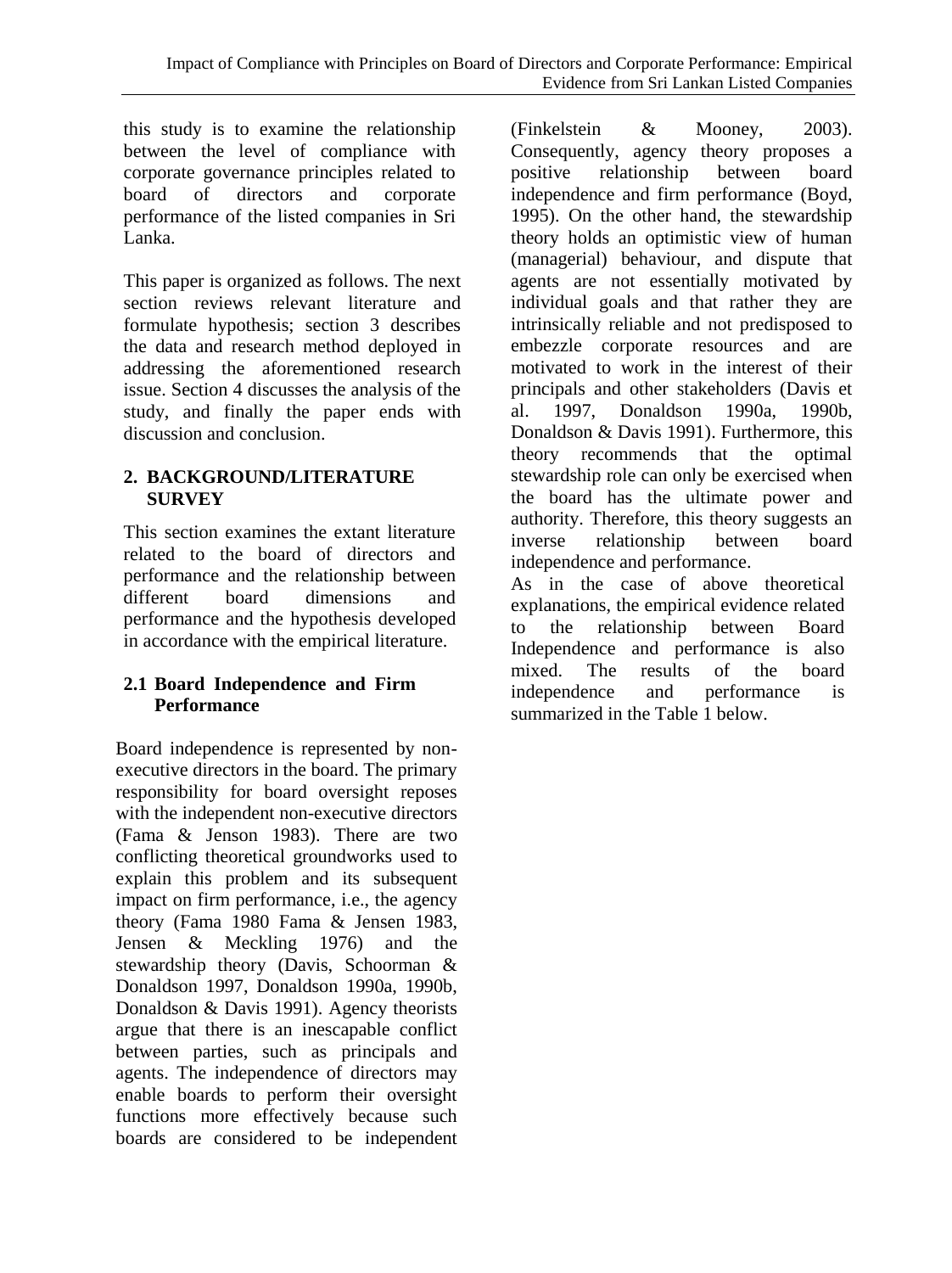this study is to examine the relationship between the level of compliance with corporate governance principles related to board of directors and corporate performance of the listed companies in Sri Lanka.

This paper is organized as follows. The next section reviews relevant literature and formulate hypothesis; section 3 describes the data and research method deployed in addressing the aforementioned research issue. Section 4 discusses the analysis of the study, and finally the paper ends with discussion and conclusion.

## 2. BACKGROUND/LITERATURE SURVEY

This section examines the extant literature related to the board of directors and performance and the relationship between different board dimensions and performance and the hypothesis developed in accordance with the empirical literature.

### 2.1 Board Independence and Firm Performance

Board independence is represented by non-executive directors in the board. The primary responsibility for board oversight reposes with the independent non-executive directors (Fama & Jenson 1983). There are two conflicting theoretical groundworks used to explain this problem and its subsequent impact on firm performance, i.e., the agency theory (Fama 1980 Fama & Jensen 1983, Jensen & Meckling 1976) and the stewardship theory (Davis, Schoorman & Donaldson 1997, Donaldson 1990a, 1990b, Donaldson & Davis 1991). Agency theorists argue that there is an inescapable conflict between parties, such as principals and agents. The independence of directors may enable boards to perform their oversight functions more effectively because such boards are considered to be independent (Finkelstein & Mooney, 2003). Consequently, agency theory proposes a positive relationship between board independence and firm performance (Boyd, 1995). On the other hand, the stewardship theory holds an optimistic view of human (managerial) behaviour, and dispute that agents are not essentially motivated by individual goals and that rather they are intrinsically reliable and not predisposed to embezzle corporate resources and are motivated to work in the interest of their principals and other stakeholders (Davis et al. 1997, Donaldson 1990a, 1990b, Donaldson & Davis 1991). Furthermore, this theory recommends that the optimal stewardship role can only be exercised when the board has the ultimate power and authority. Therefore, this theory suggests an inverse relationship between board independence and performance.

As in the case of above theoretical explanations, the empirical evidence related to the relationship between Board Independence and performance is also mixed. The results of the board independence and performance is summarized in the Table 1 below.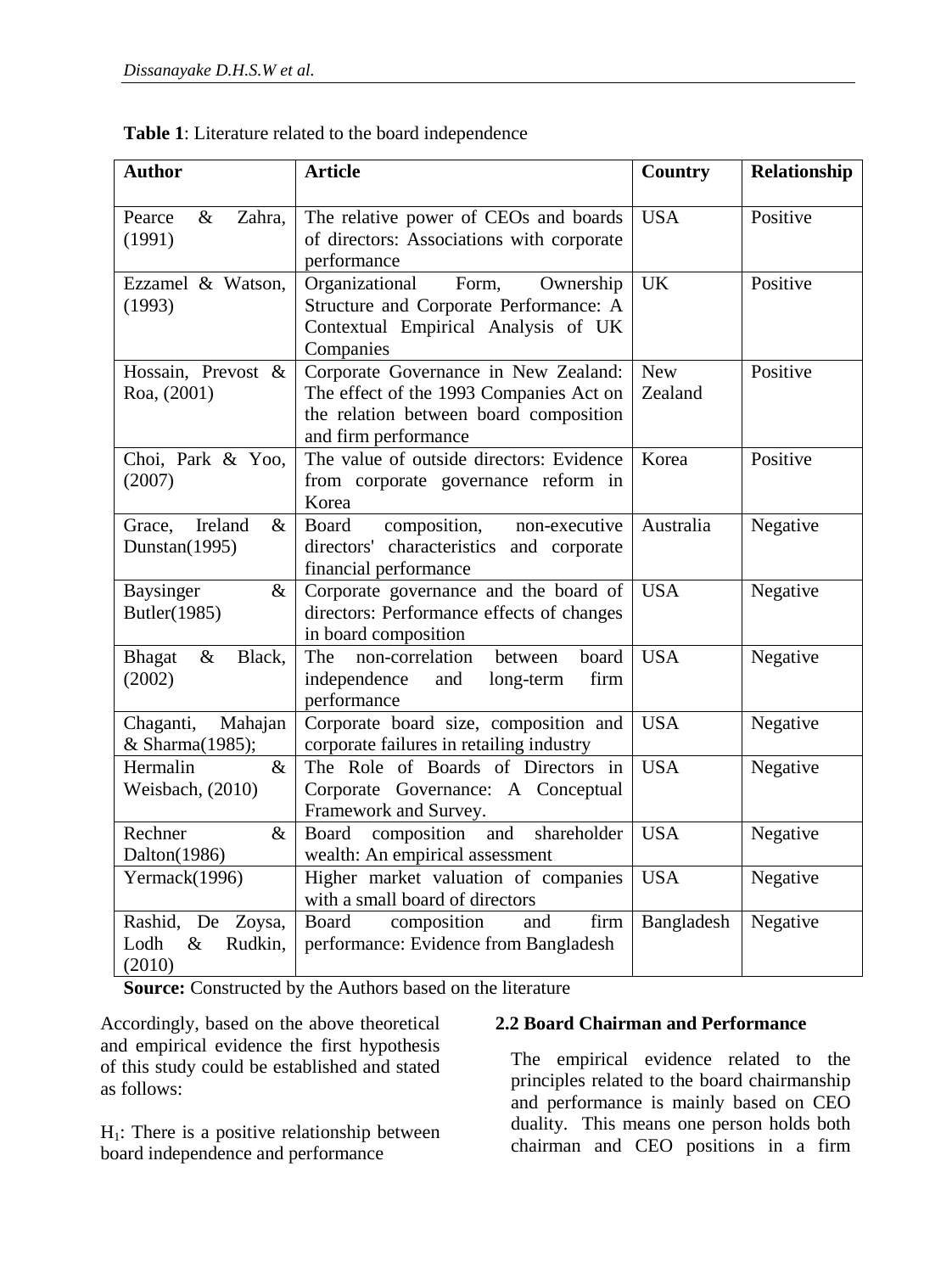**Table 1**: Literature related to the board independence

| Author | Article | Country | Relationship |
|---|---|---|---|
| Pearce & Zahra, (1991) | The relative power of CEOs and boards of directors: Associations with corporate performance | USA | Positive |
| Ezzamel & Watson, (1993) | Organizational Form, Ownership Structure and Corporate Performance: A Contextual Empirical Analysis of UK Companies | UK | Positive |
| Hossain, Prevost & Roa, (2001) | Corporate Governance in New Zealand: The effect of the 1993 Companies Act on the relation between board composition and firm performance | New Zealand | Positive |
| Choi, Park & Yoo, (2007) | The value of outside directors: Evidence from corporate governance reform in Korea | Korea | Positive |
| Grace, Ireland & Dunstan(1995) | Board composition, non-executive directors' characteristics and corporate financial performance | Australia | Negative |
| Baysinger & Butler(1985) | Corporate governance and the board of directors: Performance effects of changes in board composition | USA | Negative |
| Bhagat & Black, (2002) | The non-correlation between board independence and long-term firm performance | USA | Negative |
| Chaganti, Mahajan & Sharma(1985); | Corporate board size, composition and corporate failures in retailing industry | USA | Negative |
| Hermalin & Weisbach, (2010) | The Role of Boards of Directors in Corporate Governance: A Conceptual Framework and Survey. | USA | Negative |
| Rechner & Dalton(1986) | Board composition and shareholder wealth: An empirical assessment | USA | Negative |
| Yermack(1996) | Higher market valuation of companies with a small board of directors | USA | Negative |
| Rashid, De Zoysa, Lodh & Rudkin, (2010) | Board composition and firm performance: Evidence from Bangladesh | Bangladesh | Negative |

**Source:** Constructed by the Authors based on the literature

Accordingly, based on the above theoretical and empirical evidence the first hypothesis of this study could be established and stated as follows:

$H_1$: There is a positive relationship between board independence and performance

### 2.2 Board Chairman and Performance

The empirical evidence related to the principles related to the board chairmanship and performance is mainly based on CEO duality. This means one person holds both chairman and CEO positions in a firm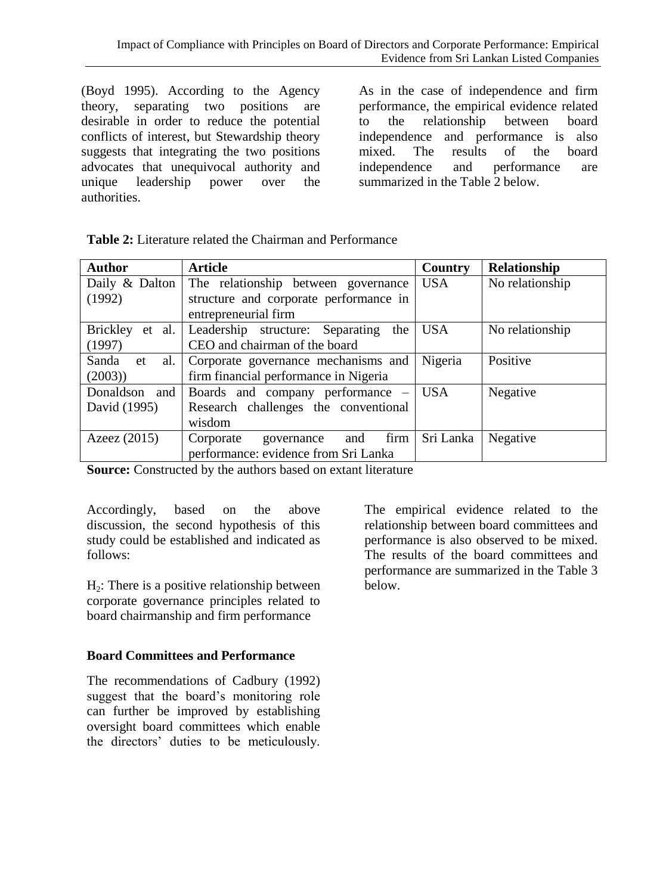(Boyd 1995). According to the Agency theory, separating two positions are desirable in order to reduce the potential conflicts of interest, but Stewardship theory suggests that integrating the two positions advocates that unequivocal authority and unique leadership power over the authorities.

As in the case of independence and firm performance, the empirical evidence related to the relationship between board independence and performance is also mixed. The results of the board independence and performance are summarized in the Table 2 below.

**Table 2:** Literature related the Chairman and Performance

| Author | Article | Country | Relationship |
|---|---|---|---|
| Daily & Dalton (1992) | The relationship between governance structure and corporate performance in entrepreneurial firm | USA | No relationship |
| Brickley et al. (1997) | Leadership structure: Separating the CEO and chairman of the board | USA | No relationship |
| Sanda et al. (2003)) | Corporate governance mechanisms and firm financial performance in Nigeria | Nigeria | Positive |
| Donaldson and David (1995) | Boards and company performance – Research challenges the conventional wisdom | USA | Negative |
| Azeez (2015) | Corporate governance and firm performance: evidence from Sri Lanka | Sri Lanka | Negative |

**Source:** Constructed by the authors based on extant literature

Accordingly, based on the above discussion, the second hypothesis of this study could be established and indicated as follows:

$H_2$: There is a positive relationship between corporate governance principles related to board chairmanship and firm performance

**Board Committees and Performance**

The recommendations of Cadbury (1992) suggest that the board's monitoring role can further be improved by establishing oversight board committees which enable the directors' duties to be meticulously.

The empirical evidence related to the relationship between board committees and performance is also observed to be mixed. The results of the board committees and performance are summarized in the Table 3 below.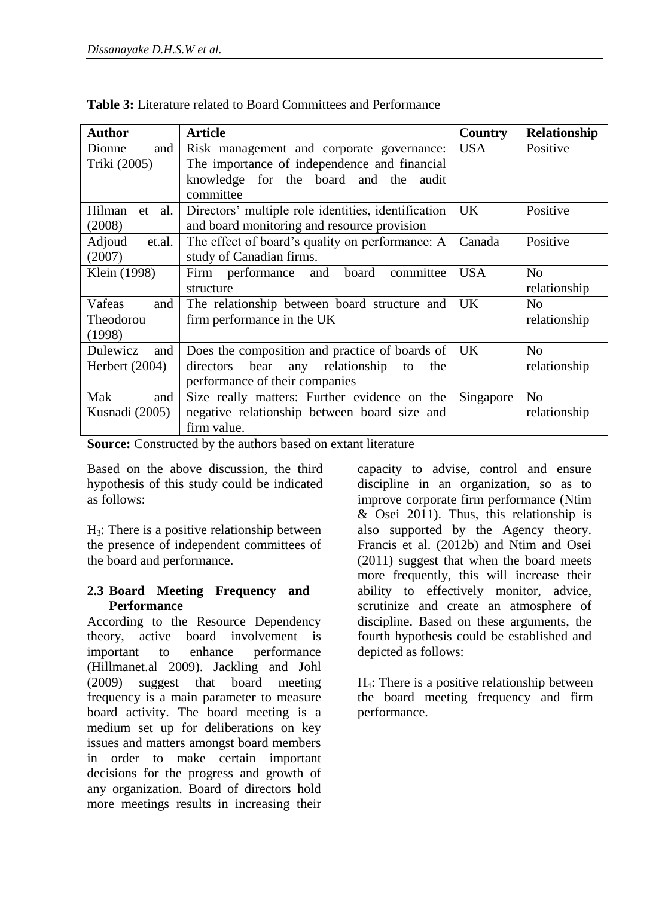**Table 3:** Literature related to Board Committees and Performance

| Author | Article | Country | Relationship |
|---|---|---|---|
| Dionne and Triki (2005) | Risk management and corporate governance: The importance of independence and financial knowledge for the board and the audit committee | USA | Positive |
| Hilman et al. (2008) | Directors' multiple role identities, identification and board monitoring and resource provision | UK | Positive |
| Adjoud et.al. (2007) | The effect of board's quality on performance: A study of Canadian firms. | Canada | Positive |
| Klein (1998) | Firm performance and board committee structure | USA | No relationship |
| Vafeas and Theodorou (1998) | The relationship between board structure and firm performance in the UK | UK | No relationship |
| Dulewicz and Herbert (2004) | Does the composition and practice of boards of directors bear any relationship to the performance of their companies | UK | No relationship |
| Mak and Kusnadi (2005) | Size really matters: Further evidence on the negative relationship between board size and firm value. | Singapore | No relationship |

**Source:** Constructed by the authors based on extant literature

Based on the above discussion, the third hypothesis of this study could be indicated as follows:

$H_3$: There is a positive relationship between the presence of independent committees of the board and performance.

### 2.3 Board Meeting Frequency and Performance

According to the Resource Dependency theory, active board involvement is important to enhance performance (Hillmanet.al 2009). Jackling and Johl (2009) suggest that board meeting frequency is a main parameter to measure board activity. The board meeting is a medium set up for deliberations on key issues and matters amongst board members in order to make certain important decisions for the progress and growth of any organization. Board of directors hold more meetings results in increasing their capacity to advise, control and ensure discipline in an organization, so as to improve corporate firm performance (Ntim & Osei 2011). Thus, this relationship is also supported by the Agency theory. Francis et al. (2012b) and Ntim and Osei (2011) suggest that when the board meets more frequently, this will increase their ability to effectively monitor, advice, scrutinize and create an atmosphere of discipline. Based on these arguments, the fourth hypothesis could be established and depicted as follows:

$H_4$: There is a positive relationship between the board meeting frequency and firm performance.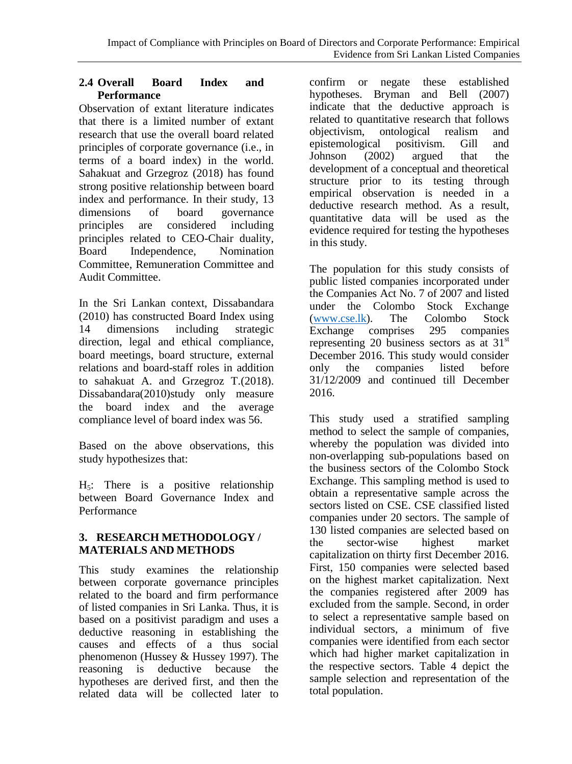### 2.4 Overall Board Index and Performance

Observation of extant literature indicates that there is a limited number of extant research that use the overall board related principles of corporate governance (i.e., in terms of a board index) in the world. Sahakuat and Grzegroz (2018) has found strong positive relationship between board index and performance. In their study, 13 dimensions of board governance principles are considered including principles related to CEO-Chair duality, Board Independence, Nomination Committee, Remuneration Committee and Audit Committee.

In the Sri Lankan context, Dissabandara (2010) has constructed Board Index using 14 dimensions including strategic direction, legal and ethical compliance, board meetings, board structure, external relations and board-staff roles in addition to sahakuat A. and Grzegroz T.(2018). Dissabandara(2010)study only measure the board index and the average compliance level of board index was 56.

Based on the above observations, this study hypothesizes that:

$H_5$: There is a positive relationship between Board Governance Index and Performance

## 3. RESEARCH METHODOLOGY / MATERIALS AND METHODS

This study examines the relationship between corporate governance principles related to the board and firm performance of listed companies in Sri Lanka. Thus, it is based on a positivist paradigm and uses a deductive reasoning in establishing the causes and effects of a thus social phenomenon (Hussey & Hussey 1997). The reasoning is deductive because the hypotheses are derived first, and then the related data will be collected later to confirm or negate these established hypotheses. Bryman and Bell (2007) indicate that the deductive approach is related to quantitative research that follows objectivism, ontological realism and epistemological positivism. Gill and Johnson (2002) argued that the development of a conceptual and theoretical structure prior to its testing through empirical observation is needed in a deductive research method. As a result, quantitative data will be used as the evidence required for testing the hypotheses in this study.

The population for this study consists of public listed companies incorporated under the Companies Act No. 7 of 2007 and listed under the Colombo Stock Exchange (www.cse.lk). The Colombo Stock Exchange comprises 295 companies representing 20 business sectors as at 31st December 2016. This study would consider only the companies listed before 31/12/2009 and continued till December 2016.

This study used a stratified sampling method to select the sample of companies, whereby the population was divided into non-overlapping sub-populations based on the business sectors of the Colombo Stock Exchange. This sampling method is used to obtain a representative sample across the sectors listed on CSE. CSE classified listed companies under 20 sectors. The sample of 130 listed companies are selected based on the sector-wise highest market capitalization on thirty first December 2016. First, 150 companies were selected based on the highest market capitalization. Next the companies registered after 2009 has excluded from the sample. Second, in order to select a representative sample based on individual sectors, a minimum of five companies were identified from each sector which had higher market capitalization in the respective sectors. Table 4 depict the sample selection and representation of the total population.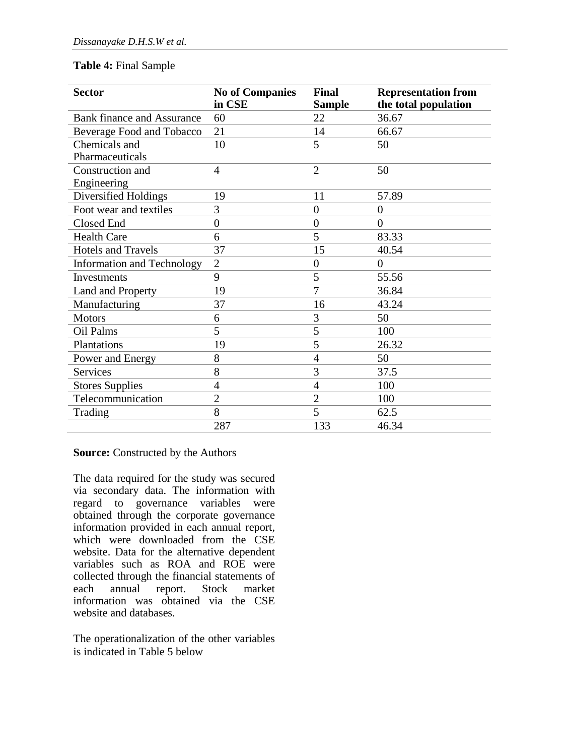**Table 4:** Final Sample

| Sector | No of Companies in CSE | Final Sample | Representation from the total population |
|---|---|---|---|
| Bank finance and Assurance | 60 | 22 | 36.67 |
| Beverage Food and Tobacco | 21 | 14 | 66.67 |
| Chemicals and Pharmaceuticals | 10 | 5 | 50 |
| Construction and Engineering | 4 | 2 | 50 |
| Diversified Holdings | 19 | 11 | 57.89 |
| Foot wear and textiles | 3 | 0 | 0 |
| Closed End | 0 | 0 | 0 |
| Health Care | 6 | 5 | 83.33 |
| Hotels and Travels | 37 | 15 | 40.54 |
| Information and Technology | 2 | 0 | 0 |
| Investments | 9 | 5 | 55.56 |
| Land and Property | 19 | 7 | 36.84 |
| Manufacturing | 37 | 16 | 43.24 |
| Motors | 6 | 3 | 50 |
| Oil Palms | 5 | 5 | 100 |
| Plantations | 19 | 5 | 26.32 |
| Power and Energy | 8 | 4 | 50 |
| Services | 8 | 3 | 37.5 |
| Stores Supplies | 4 | 4 | 100 |
| Telecommunication | 2 | 2 | 100 |
| Trading | 8 | 5 | 62.5 |
| | 287 | 133 | 46.34 |

**Source:** Constructed by the Authors

The data required for the study was secured via secondary data. The information with regard to governance variables were obtained through the corporate governance information provided in each annual report, which were downloaded from the CSE website. Data for the alternative dependent variables such as ROA and ROE were collected through the financial statements of each annual report. Stock market information was obtained via the CSE website and databases.

The operationalization of the other variables is indicated in Table 5 below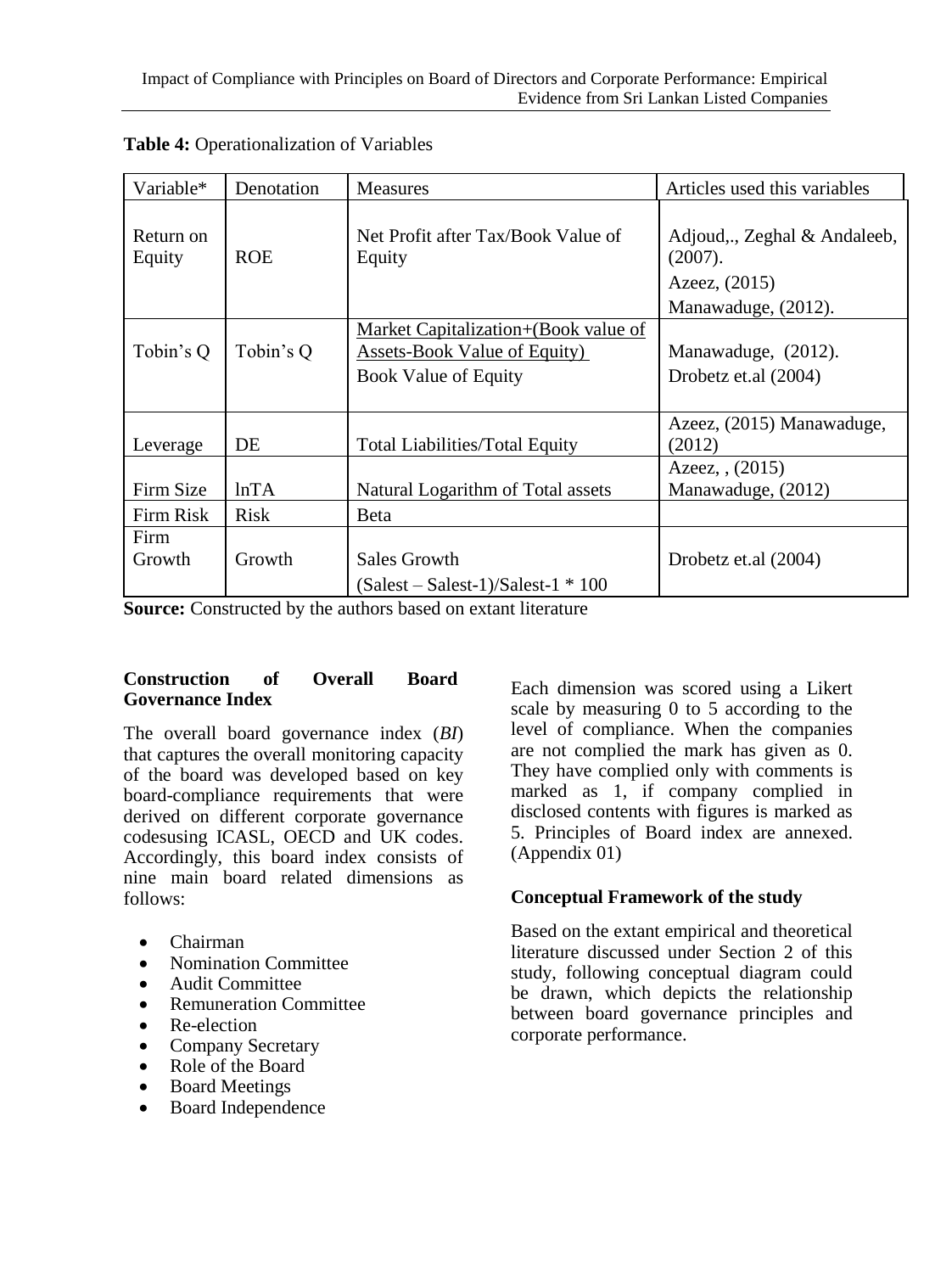**Table 4:** Operationalization of Variables

| Variable* | Denotation | Measures | Articles used this variables |
|---|---|---|---|
| Return on Equity | ROE | Net Profit after Tax/Book Value of Equity | Adjoud,., Zeghal & Andaleeb, (2007). Azeez, (2015) Manawaduge, (2012). |
| Tobin's Q | Tobin's Q | Market Capitalization+(Book value of Assets-Book Value of Equity) / Book Value of Equity | Manawaduge, (2012). Drobetz et.al (2004) |
| Leverage | DE | Total Liabilities/Total Equity | Azeez, (2015) Manawaduge, (2012) |
| Firm Size | lnTA | Natural Logarithm of Total assets | Azeez, , (2015) Manawaduge, (2012) |
| Firm Risk | Risk | Beta | |
| Firm Growth | Growth | Sales Growth (Salest – Salest-1)/Salest-1 * 100 | Drobetz et.al (2004) |

**Source:** Constructed by the authors based on extant literature

**Construction of Overall Board Governance Index**

The overall board governance index (*BI*) that captures the overall monitoring capacity of the board was developed based on key board-compliance requirements that were derived on different corporate governance codesusing ICASL, OECD and UK codes. Accordingly, this board index consists of nine main board related dimensions as follows:

- Chairman
- Nomination Committee
- Audit Committee
- Remuneration Committee
- Re-election
- Company Secretary
- Role of the Board
- Board Meetings
- Board Independence

Each dimension was scored using a Likert scale by measuring 0 to 5 according to the level of compliance. When the companies are not complied the mark has given as 0. They have complied only with comments is marked as 1, if company complied in disclosed contents with figures is marked as 5. Principles of Board index are annexed. (Appendix 01)

**Conceptual Framework of the study**

Based on the extant empirical and theoretical literature discussed under Section 2 of this study, following conceptual diagram could be drawn, which depicts the relationship between board governance principles and corporate performance.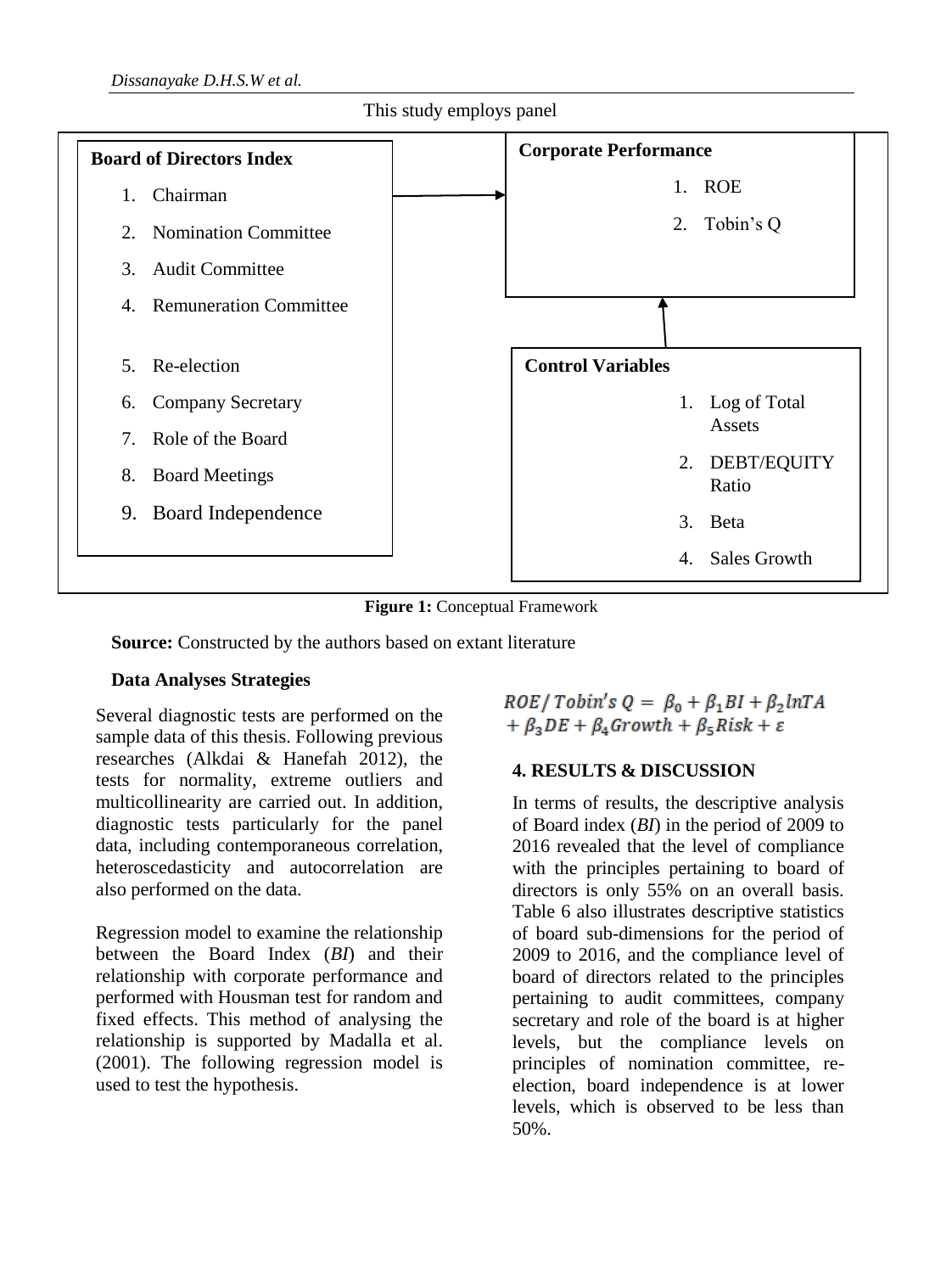This study employs panel

**Board of Directors Index**

1. Chairman
2. Nomination Committee
3. Audit Committee
4. Remuneration Committee
5. Re-election
6. Company Secretary
7. Role of the Board
8. Board Meetings
9. Board Independence

**Corporate Performance**

1. ROE
2. Tobin's Q

**Control Variables**

1. Log of Total Assets
2. DEBT/EQUITY Ratio
3. Beta
4. Sales Growth

**Figure 1:** Conceptual Framework

**Source:** Constructed by the authors based on extant literature

**Data Analyses Strategies**

Several diagnostic tests are performed on the sample data of this thesis. Following previous researches (Alkdai & Hanefah 2012), the tests for normality, extreme outliers and multicollinearity are carried out. In addition, diagnostic tests particularly for the panel data, including contemporaneous correlation, heteroscedasticity and autocorrelation are also performed on the data.

Regression model to examine the relationship between the Board Index (*BI*) and their relationship with corporate performance and performed with Housman test for random and fixed effects. This method of analysing the relationship is supported by Madalla et al. (2001). The following regression model is used to test the hypothesis.

$$ROE/\,Tobin's\,Q = \beta_0 + \beta_1 BI + \beta_2 lnTA + \beta_3 DE + \beta_4 Growth + \beta_5 Risk + \varepsilon$$

## 4. RESULTS & DISCUSSION

In terms of results, the descriptive analysis of Board index (*BI*) in the period of 2009 to 2016 revealed that the level of compliance with the principles pertaining to board of directors is only 55% on an overall basis. Table 6 also illustrates descriptive statistics of board sub-dimensions for the period of 2009 to 2016, and the compliance level of board of directors related to the principles pertaining to audit committees, company secretary and role of the board is at higher levels, but the compliance levels on principles of nomination committee, re-election, board independence is at lower levels, which is observed to be less than 50%.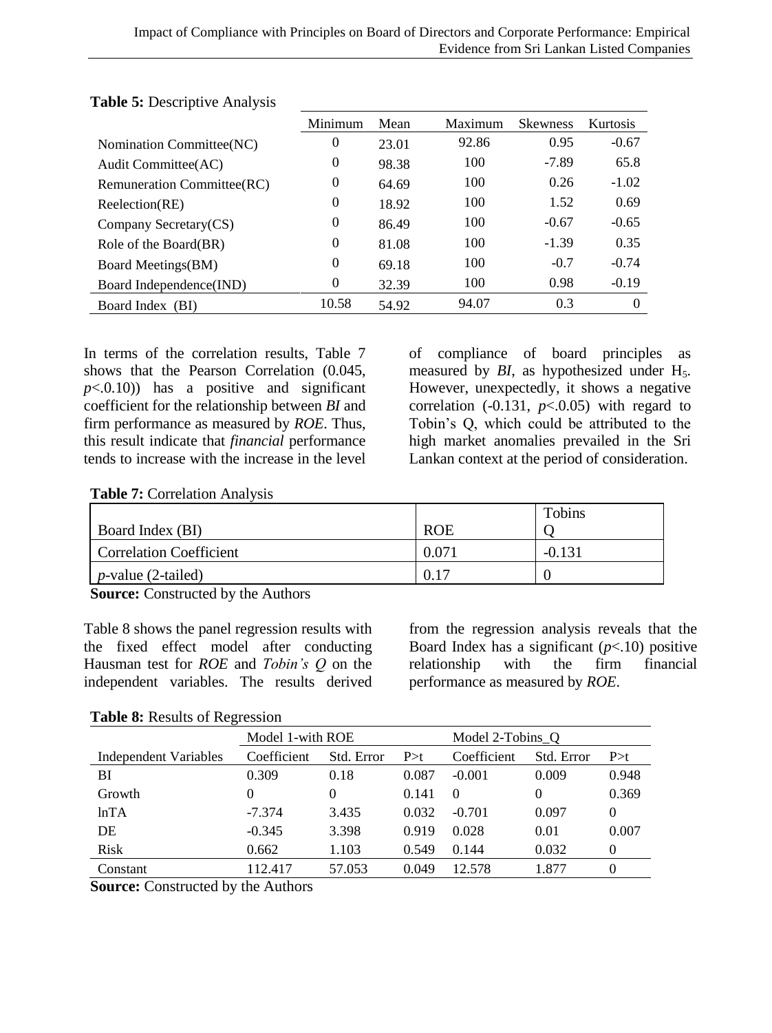**Table 5:** Descriptive Analysis

| | Minimum | Mean | Maximum | Skewness | Kurtosis |
|---|---|---|---|---|---|
| Nomination Committee(NC) | 0 | 23.01 | 92.86 | 0.95 | -0.67 |
| Audit Committee(AC) | 0 | 98.38 | 100 | -7.89 | 65.8 |
| Remuneration Committee(RC) | 0 | 64.69 | 100 | 0.26 | -1.02 |
| Reelection(RE) | 0 | 18.92 | 100 | 1.52 | 0.69 |
| Company Secretary(CS) | 0 | 86.49 | 100 | -0.67 | -0.65 |
| Role of the Board(BR) | 0 | 81.08 | 100 | -1.39 | 0.35 |
| Board Meetings(BM) | 0 | 69.18 | 100 | -0.7 | -0.74 |
| Board Independence(IND) | 0 | 32.39 | 100 | 0.98 | -0.19 |
| Board Index (BI) | 10.58 | 54.92 | 94.07 | 0.3 | 0 |

In terms of the correlation results, Table 7 shows that the Pearson Correlation (0.045, $p<.0.10$)) has a positive and significant coefficient for the relationship between *BI* and firm performance as measured by *ROE*. Thus, this result indicate that *financial* performance tends to increase with the increase in the level of compliance of board principles as measured by *BI*, as hypothesized under $H_5$. However, unexpectedly, it shows a negative correlation (-0.131, $p<.0.05$) with regard to Tobin's Q, which could be attributed to the high market anomalies prevailed in the Sri Lankan context at the period of consideration.

**Table 7:** Correlation Analysis

| Board Index (BI) | ROE | Tobins Q |
|---|---|---|
| Correlation Coefficient | 0.071 | -0.131 |
| *p*-value (2-tailed) | 0.17 | 0 |

**Source:** Constructed by the Authors

Table 8 shows the panel regression results with the fixed effect model after conducting Hausman test for *ROE* and *Tobin's Q* on the independent variables. The results derived from the regression analysis reveals that the Board Index has a significant ($p<.10$) positive relationship with the firm financial performance as measured by *ROE*.

**Table 8:** Results of Regression

| | Model 1-with ROE | | | Model 2-Tobins_Q | | |
|---|---|---|---|---|---|---|
| Independent Variables | Coefficient | Std. Error | P>t | Coefficient | Std. Error | P>t |
| BI | 0.309 | 0.18 | 0.087 | -0.001 | 0.009 | 0.948 |
| Growth | 0 | 0 | 0.141 | 0 | 0 | 0.369 |
| lnTA | -7.374 | 3.435 | 0.032 | -0.701 | 0.097 | 0 |
| DE | -0.345 | 3.398 | 0.919 | 0.028 | 0.01 | 0.007 |
| Risk | 0.662 | 1.103 | 0.549 | 0.144 | 0.032 | 0 |
| Constant | 112.417 | 57.053 | 0.049 | 12.578 | 1.877 | 0 |

**Source:** Constructed by the Authors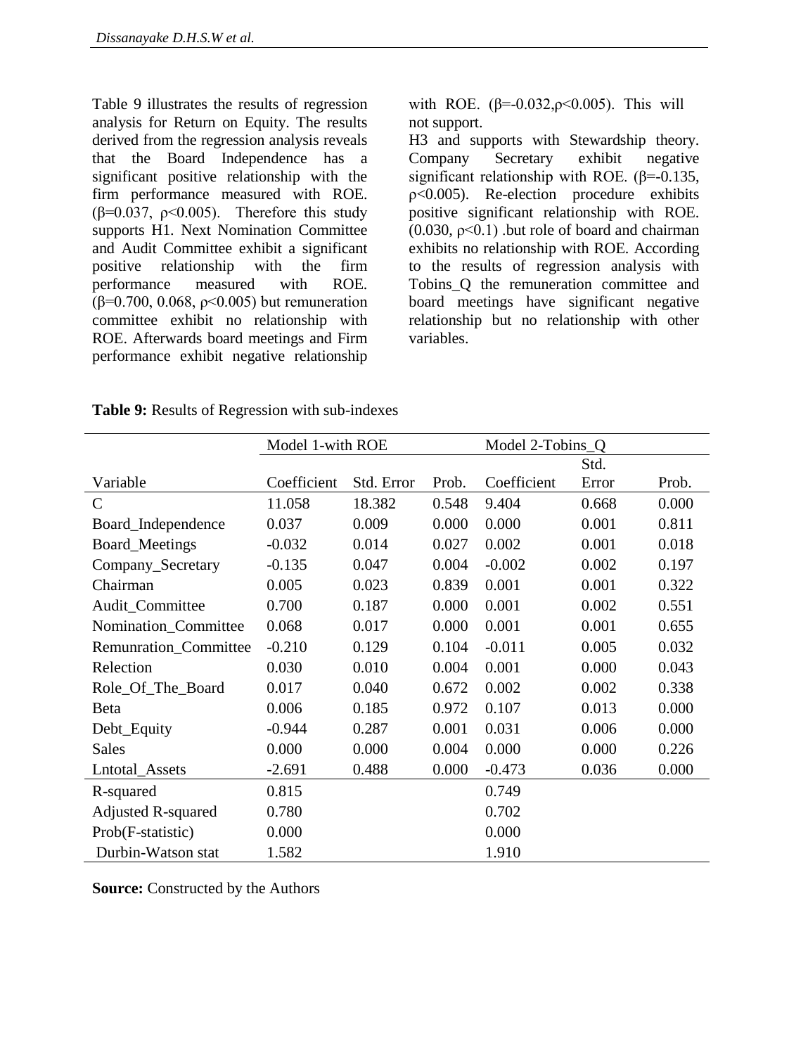Table 9 illustrates the results of regression analysis for Return on Equity. The results derived from the regression analysis reveals that the Board Independence has a significant positive relationship with the firm performance measured with ROE. ($\beta$=0.037, $\rho$<0.005). Therefore this study supports H1. Next Nomination Committee and Audit Committee exhibit a significant positive relationship with the firm performance measured with ROE. ($\beta$=0.700, 0.068, $\rho$<0.005) but remuneration committee exhibit no relationship with ROE. Afterwards board meetings and Firm performance exhibit negative relationship with ROE. ($\beta$=-0.032,$\rho$<0.005). This will not support.

H3 and supports with Stewardship theory. Company Secretary exhibit negative significant relationship with ROE. ($\beta$=-0.135, $\rho$<0.005). Re-election procedure exhibits positive significant relationship with ROE. (0.030, $\rho$<0.1) .but role of board and chairman exhibits no relationship with ROE. According to the results of regression analysis with Tobins_Q the remuneration committee and board meetings have significant negative relationship but no relationship with other variables.

**Table 9:** Results of Regression with sub-indexes

| | Model 1-with ROE | | | Model 2-Tobins_Q | | |
|---|---|---|---|---|---|---|
| Variable | Coefficient | Std. Error | Prob. | Coefficient | Std. Error | Prob. |
| C | 11.058 | 18.382 | 0.548 | 9.404 | 0.668 | 0.000 |
| Board_Independence | 0.037 | 0.009 | 0.000 | 0.000 | 0.001 | 0.811 |
| Board_Meetings | -0.032 | 0.014 | 0.027 | 0.002 | 0.001 | 0.018 |
| Company_Secretary | -0.135 | 0.047 | 0.004 | -0.002 | 0.002 | 0.197 |
| Chairman | 0.005 | 0.023 | 0.839 | 0.001 | 0.001 | 0.322 |
| Audit_Committee | 0.700 | 0.187 | 0.000 | 0.001 | 0.002 | 0.551 |
| Nomination_Committee | 0.068 | 0.017 | 0.000 | 0.001 | 0.001 | 0.655 |
| Remunration_Committee | -0.210 | 0.129 | 0.104 | -0.011 | 0.005 | 0.032 |
| Relection | 0.030 | 0.010 | 0.004 | 0.001 | 0.000 | 0.043 |
| Role_Of_The_Board | 0.017 | 0.040 | 0.672 | 0.002 | 0.002 | 0.338 |
| Beta | 0.006 | 0.185 | 0.972 | 0.107 | 0.013 | 0.000 |
| Debt_Equity | -0.944 | 0.287 | 0.001 | 0.031 | 0.006 | 0.000 |
| Sales | 0.000 | 0.000 | 0.004 | 0.000 | 0.000 | 0.226 |
| Lntotal_Assets | -2.691 | 0.488 | 0.000 | -0.473 | 0.036 | 0.000 |
| R-squared | 0.815 | | | 0.749 | | |
| Adjusted R-squared | 0.780 | | | 0.702 | | |
| Prob(F-statistic) | 0.000 | | | 0.000 | | |
| Durbin-Watson stat | 1.582 | | | 1.910 | | |

**Source:** Constructed by the Authors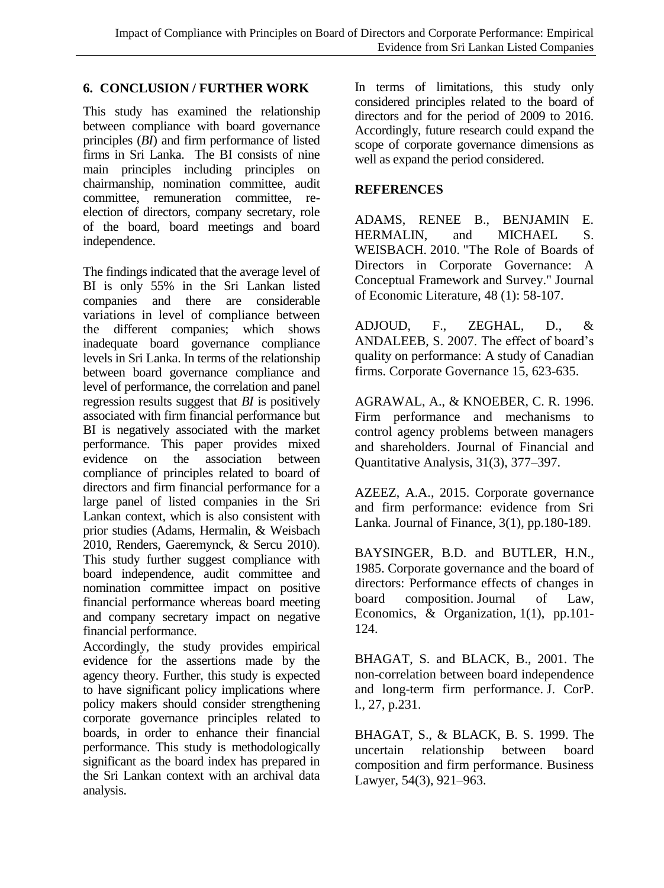## 6. CONCLUSION / FURTHER WORK

This study has examined the relationship between compliance with board governance principles (*BI*) and firm performance of listed firms in Sri Lanka. The BI consists of nine main principles including principles on chairmanship, nomination committee, audit committee, remuneration committee, re-election of directors, company secretary, role of the board, board meetings and board independence.

The findings indicated that the average level of BI is only 55% in the Sri Lankan listed companies and there are considerable variations in level of compliance between the different companies; which shows inadequate board governance compliance levels in Sri Lanka. In terms of the relationship between board governance compliance and level of performance, the correlation and panel regression results suggest that *BI* is positively associated with firm financial performance but BI is negatively associated with the market performance. This paper provides mixed evidence on the association between compliance of principles related to board of directors and firm financial performance for a large panel of listed companies in the Sri Lankan context, which is also consistent with prior studies (Adams, Hermalin, & Weisbach 2010, Renders, Gaeremynck, & Sercu 2010). This study further suggest compliance with board independence, audit committee and nomination committee impact on positive financial performance whereas board meeting and company secretary impact on negative financial performance.

Accordingly, the study provides empirical evidence for the assertions made by the agency theory. Further, this study is expected to have significant policy implications where policy makers should consider strengthening corporate governance principles related to boards, in order to enhance their financial performance. This study is methodologically significant as the board index has prepared in the Sri Lankan context with an archival data analysis.

In terms of limitations, this study only considered principles related to the board of directors and for the period of 2009 to 2016. Accordingly, future research could expand the scope of corporate governance dimensions as well as expand the period considered.

## REFERENCES

ADAMS, RENEE B., BENJAMIN E. HERMALIN, and MICHAEL S. WEISBACH. 2010. "The Role of Boards of Directors in Corporate Governance: A Conceptual Framework and Survey." Journal of Economic Literature, 48 (1): 58-107.

ADJOUD, F., ZEGHAL, D., & ANDALEEB, S. 2007. The effect of board's quality on performance: A study of Canadian firms. Corporate Governance 15, 623-635.

AGRAWAL, A., & KNOEBER, C. R. 1996. Firm performance and mechanisms to control agency problems between managers and shareholders. Journal of Financial and Quantitative Analysis, 31(3), 377–397.

AZEEZ, A.A., 2015. Corporate governance and firm performance: evidence from Sri Lanka. Journal of Finance, 3(1), pp.180-189.

BAYSINGER, B.D. and BUTLER, H.N., 1985. Corporate governance and the board of directors: Performance effects of changes in board composition. Journal of Law, Economics, & Organization, 1(1), pp.101-124.

BHAGAT, S. and BLACK, B., 2001. The non-correlation between board independence and long-term firm performance. J. CorP. l., 27, p.231.

BHAGAT, S., & BLACK, B. S. 1999. The uncertain relationship between board composition and firm performance. Business Lawyer, 54(3), 921–963.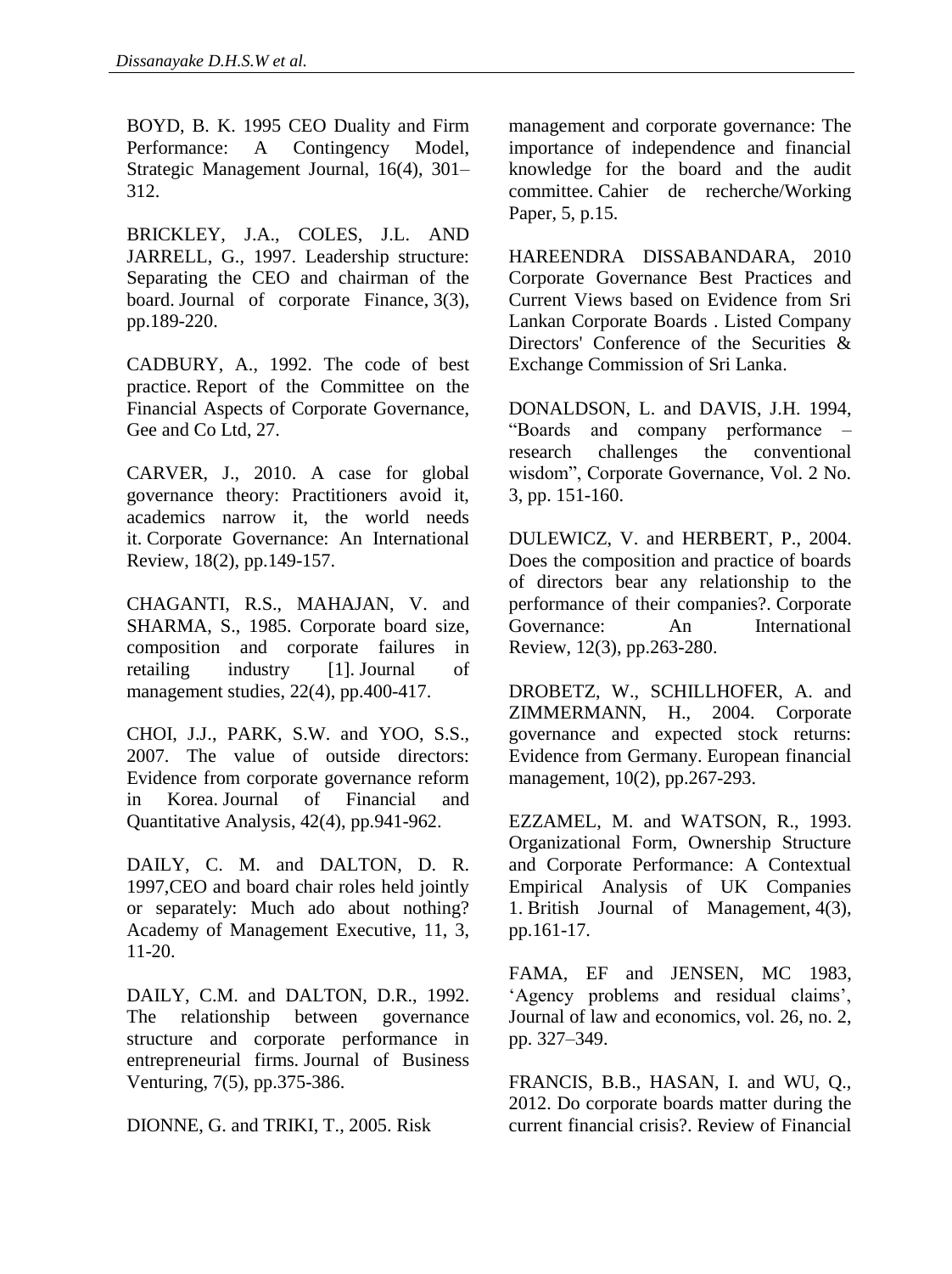BOYD, B. K. 1995 CEO Duality and Firm Performance: A Contingency Model, Strategic Management Journal, 16(4), 301–312.

BRICKLEY, J.A., COLES, J.L. AND JARRELL, G., 1997. Leadership structure: Separating the CEO and chairman of the board. Journal of corporate Finance, 3(3), pp.189-220.

CADBURY, A., 1992. The code of best practice. Report of the Committee on the Financial Aspects of Corporate Governance, Gee and Co Ltd, 27.

CARVER, J., 2010. A case for global governance theory: Practitioners avoid it, academics narrow it, the world needs it. Corporate Governance: An International Review, 18(2), pp.149-157.

CHAGANTI, R.S., MAHAJAN, V. and SHARMA, S., 1985. Corporate board size, composition and corporate failures in retailing industry [1]. Journal of management studies, 22(4), pp.400-417.

CHOI, J.J., PARK, S.W. and YOO, S.S., 2007. The value of outside directors: Evidence from corporate governance reform in Korea. Journal of Financial and Quantitative Analysis, 42(4), pp.941-962.

DAILY, C. M. and DALTON, D. R. 1997,CEO and board chair roles held jointly or separately: Much ado about nothing? Academy of Management Executive, 11, 3, 11-20.

DAILY, C.M. and DALTON, D.R., 1992. The relationship between governance structure and corporate performance in entrepreneurial firms. Journal of Business Venturing, 7(5), pp.375-386.

DIONNE, G. and TRIKI, T., 2005. Risk management and corporate governance: The importance of independence and financial knowledge for the board and the audit committee. Cahier de recherche/Working Paper, 5, p.15.

HAREENDRA DISSABANDARA, 2010 Corporate Governance Best Practices and Current Views based on Evidence from Sri Lankan Corporate Boards . Listed Company Directors' Conference of the Securities & Exchange Commission of Sri Lanka.

DONALDSON, L. and DAVIS, J.H. 1994, "Boards and company performance – research challenges the conventional wisdom", Corporate Governance, Vol. 2 No. 3, pp. 151-160.

DULEWICZ, V. and HERBERT, P., 2004. Does the composition and practice of boards of directors bear any relationship to the performance of their companies?. Corporate Governance: An International Review, 12(3), pp.263-280.

DROBETZ, W., SCHILLHOFER, A. and ZIMMERMANN, H., 2004. Corporate governance and expected stock returns: Evidence from Germany. European financial management, 10(2), pp.267-293.

EZZAMEL, M. and WATSON, R., 1993. Organizational Form, Ownership Structure and Corporate Performance: A Contextual Empirical Analysis of UK Companies 1. British Journal of Management, 4(3), pp.161-17.

FAMA, EF and JENSEN, MC 1983, 'Agency problems and residual claims', Journal of law and economics, vol. 26, no. 2, pp. 327–349.

FRANCIS, B.B., HASAN, I. and WU, Q., 2012. Do corporate boards matter during the current financial crisis?. Review of Financial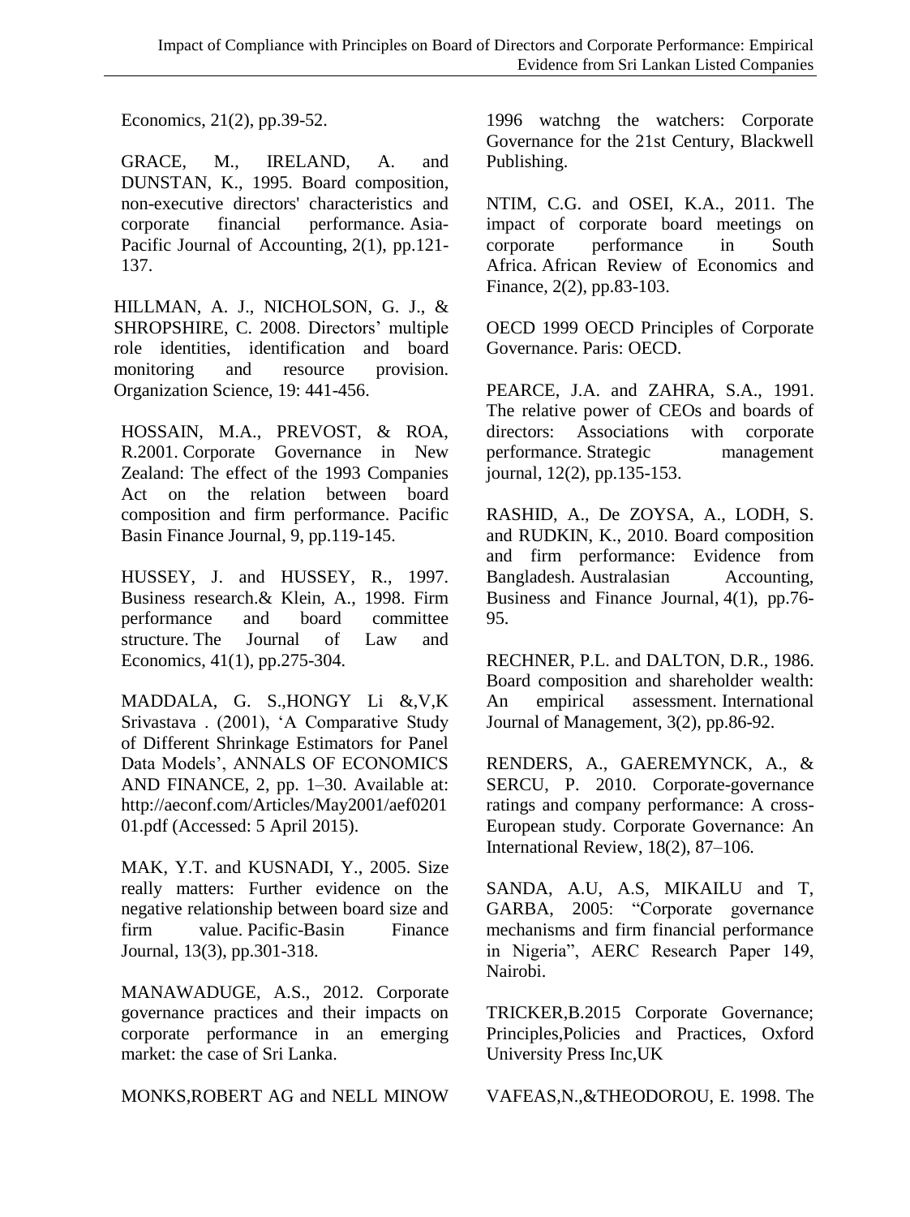Economics, 21(2), pp.39-52.

GRACE, M., IRELAND, A. and DUNSTAN, K., 1995. Board composition, non-executive directors' characteristics and corporate financial performance. Asia-Pacific Journal of Accounting, 2(1), pp.121-137.

HILLMAN, A. J., NICHOLSON, G. J., & SHROPSHIRE, C. 2008. Directors' multiple role identities, identification and board monitoring and resource provision. Organization Science, 19: 441-456.

HOSSAIN, M.A., PREVOST, & ROA, R.2001. Corporate Governance in New Zealand: The effect of the 1993 Companies Act on the relation between board composition and firm performance. Pacific Basin Finance Journal, 9, pp.119-145.

HUSSEY, J. and HUSSEY, R., 1997. Business research.& Klein, A., 1998. Firm performance and board committee structure. The Journal of Law and Economics, 41(1), pp.275-304.

MADDALA, G. S.,HONGY Li &,V,K Srivastava . (2001), 'A Comparative Study of Different Shrinkage Estimators for Panel Data Models', ANNALS OF ECONOMICS AND FINANCE, 2, pp. 1–30. Available at: http://aeconf.com/Articles/May2001/aef020101.pdf (Accessed: 5 April 2015).

MAK, Y.T. and KUSNADI, Y., 2005. Size really matters: Further evidence on the negative relationship between board size and firm value. Pacific-Basin Finance Journal, 13(3), pp.301-318.

MANAWADUGE, A.S., 2012. Corporate governance practices and their impacts on corporate performance in an emerging market: the case of Sri Lanka.

MONKS,ROBERT AG and NELL MINOW 1996 watchng the watchers: Corporate Governance for the 21st Century, Blackwell Publishing.

NTIM, C.G. and OSEI, K.A., 2011. The impact of corporate board meetings on corporate performance in South Africa. African Review of Economics and Finance, 2(2), pp.83-103.

OECD 1999 OECD Principles of Corporate Governance. Paris: OECD.

PEARCE, J.A. and ZAHRA, S.A., 1991. The relative power of CEOs and boards of directors: Associations with corporate performance. Strategic management journal, 12(2), pp.135-153.

RASHID, A., De ZOYSA, A., LODH, S. and RUDKIN, K., 2010. Board composition and firm performance: Evidence from Bangladesh. Australasian Accounting, Business and Finance Journal, 4(1), pp.76-95.

RECHNER, P.L. and DALTON, D.R., 1986. Board composition and shareholder wealth: An empirical assessment. International Journal of Management, 3(2), pp.86-92.

RENDERS, A., GAEREMYNCK, A., & SERCU, P. 2010. Corporate-governance ratings and company performance: A cross-European study. Corporate Governance: An International Review, 18(2), 87–106.

SANDA, A.U, A.S, MIKAILU and T, GARBA, 2005: "Corporate governance mechanisms and firm financial performance in Nigeria", AERC Research Paper 149, Nairobi.

TRICKER,B.2015 Corporate Governance; Principles,Policies and Practices, Oxford University Press Inc,UK

VAFEAS,N.,&THEODOROU, E. 1998. The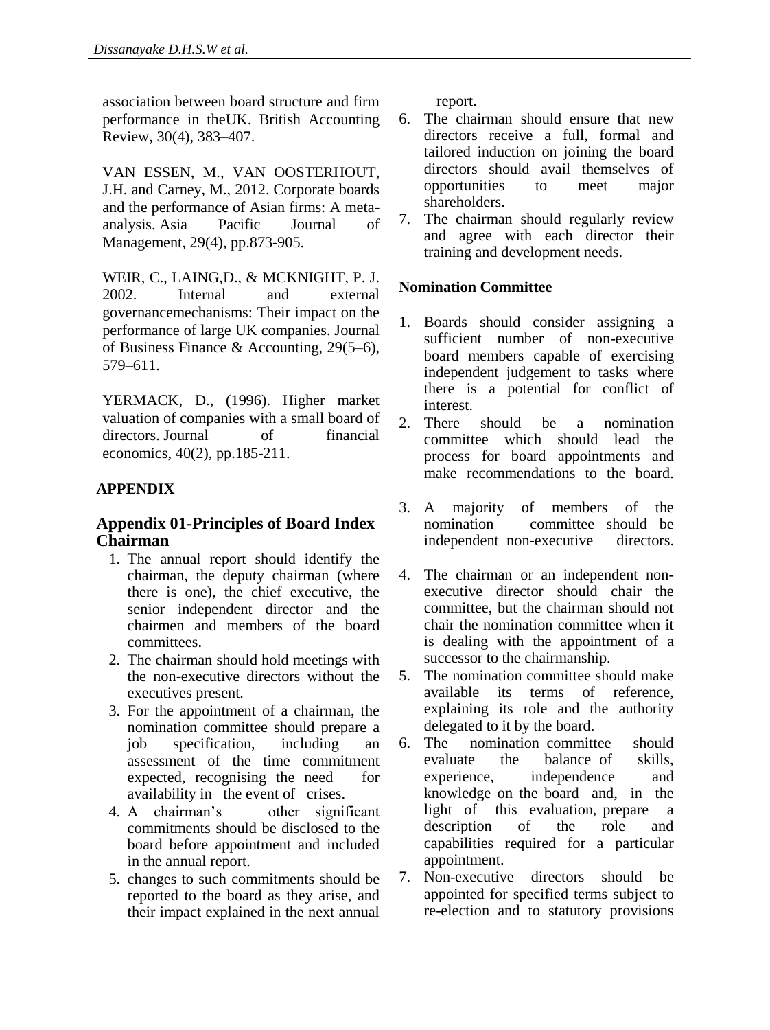association between board structure and firm performance in theUK. British Accounting Review, 30(4), 383–407.

VAN ESSEN, M., VAN OOSTERHOUT, J.H. and Carney, M., 2012. Corporate boards and the performance of Asian firms: A meta-analysis. Asia Pacific Journal of Management, 29(4), pp.873-905.

WEIR, C., LAING,D., & MCKNIGHT, P. J. 2002. Internal and external governancemechanisms: Their impact on the performance of large UK companies. Journal of Business Finance & Accounting, 29(5–6), 579–611.

YERMACK, D., (1996). Higher market valuation of companies with a small board of directors. Journal of financial economics, 40(2), pp.185-211.

## APPENDIX

### Appendix 01-Principles of Board Index Chairman

1. The annual report should identify the chairman, the deputy chairman (where there is one), the chief executive, the senior independent director and the chairmen and members of the board committees.
2. The chairman should hold meetings with the non-executive directors without the executives present.
3. For the appointment of a chairman, the nomination committee should prepare a job specification, including an assessment of the time commitment expected, recognising the need for availability in the event of crises.
4. A chairman's other significant commitments should be disclosed to the board before appointment and included in the annual report.
5. changes to such commitments should be reported to the board as they arise, and their impact explained in the next annual report.
6. The chairman should ensure that new directors receive a full, formal and tailored induction on joining the board directors should avail themselves of opportunities to meet major shareholders.
7. The chairman should regularly review and agree with each director their training and development needs.

**Nomination Committee**

1. Boards should consider assigning a sufficient number of non-executive board members capable of exercising independent judgement to tasks where there is a potential for conflict of interest.
2. There should be a nomination committee which should lead the process for board appointments and make recommendations to the board.
3. A majority of members of the nomination committee should be independent non-executive directors.
4. The chairman or an independent non-executive director should chair the committee, but the chairman should not chair the nomination committee when it is dealing with the appointment of a successor to the chairmanship.
5. The nomination committee should make available its terms of reference, explaining its role and the authority delegated to it by the board.
6. The nomination committee should evaluate the balance of skills, experience, independence and knowledge on the board and, in the light of this evaluation, prepare a description of the role and capabilities required for a particular appointment.
7. Non-executive directors should be appointed for specified terms subject to re-election and to statutory provisions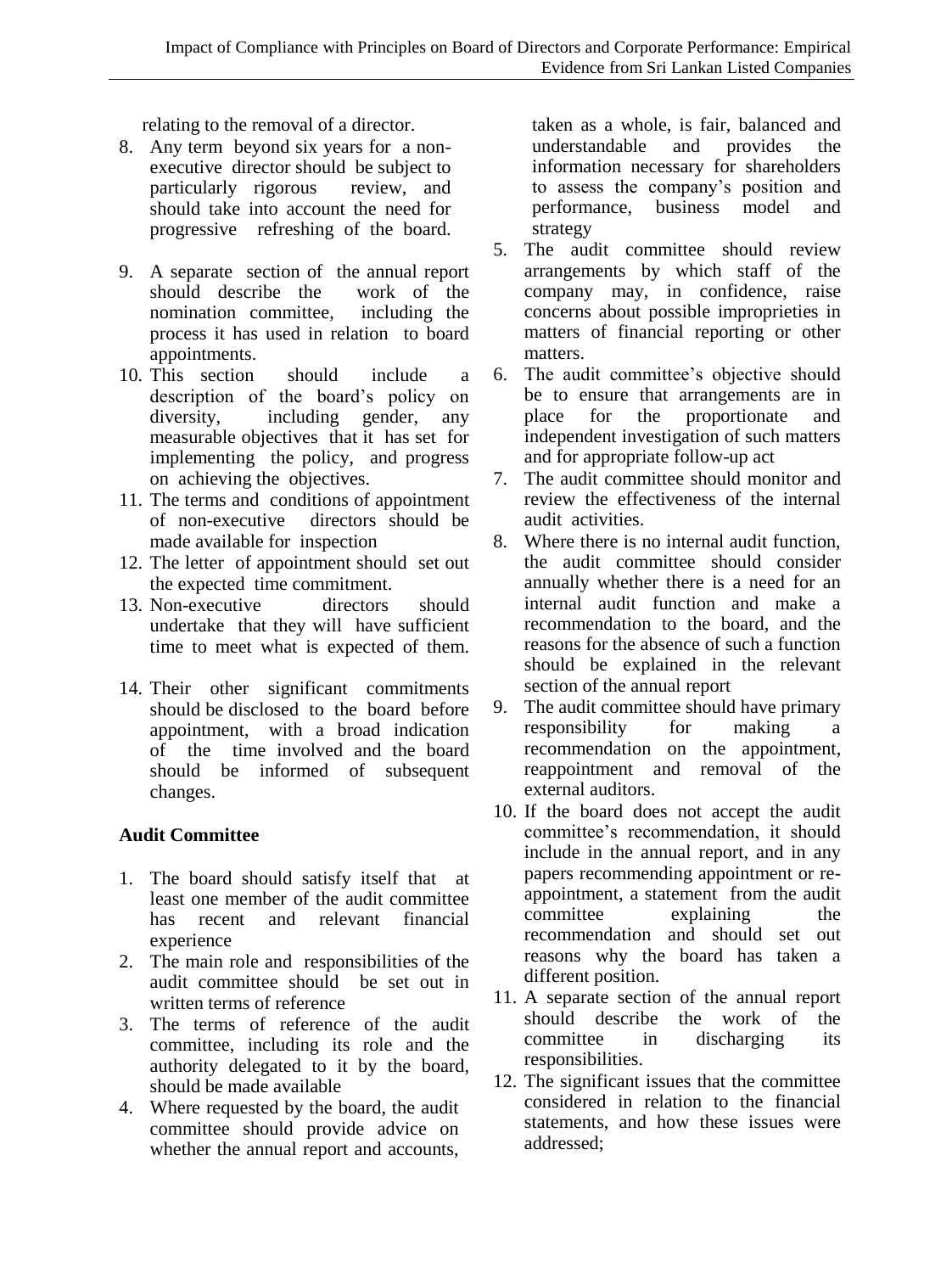relating to the removal of a director.

8. Any term beyond six years for a non-executive director should be subject to particularly rigorous review, and should take into account the need for progressive refreshing of the board.
9. A separate section of the annual report should describe the work of the nomination committee, including the process it has used in relation to board appointments.
10. This section should include a description of the board's policy on diversity, including gender, any measurable objectives that it has set for implementing the policy, and progress on achieving the objectives.
11. The terms and conditions of appointment of non-executive directors should be made available for inspection
12. The letter of appointment should set out the expected time commitment.
13. Non-executive directors should undertake that they will have sufficient time to meet what is expected of them.
14. Their other significant commitments should be disclosed to the board before appointment, with a broad indication of the time involved and the board should be informed of subsequent changes.

**Audit Committee**

1. The board should satisfy itself that at least one member of the audit committee has recent and relevant financial experience
2. The main role and responsibilities of the audit committee should be set out in written terms of reference
3. The terms of reference of the audit committee, including its role and the authority delegated to it by the board, should be made available
4. Where requested by the board, the audit committee should provide advice on whether the annual report and accounts, taken as a whole, is fair, balanced and understandable and provides the information necessary for shareholders to assess the company's position and performance, business model and strategy
5. The audit committee should review arrangements by which staff of the company may, in confidence, raise concerns about possible improprieties in matters of financial reporting or other matters.
6. The audit committee's objective should be to ensure that arrangements are in place for the proportionate and independent investigation of such matters and for appropriate follow-up act
7. The audit committee should monitor and review the effectiveness of the internal audit activities.
8. Where there is no internal audit function, the audit committee should consider annually whether there is a need for an internal audit function and make a recommendation to the board, and the reasons for the absence of such a function should be explained in the relevant section of the annual report
9. The audit committee should have primary responsibility for making a recommendation on the appointment, reappointment and removal of the external auditors.
10. If the board does not accept the audit committee's recommendation, it should include in the annual report, and in any papers recommending appointment or re-appointment, a statement from the audit committee explaining the recommendation and should set out reasons why the board has taken a different position.
11. A separate section of the annual report should describe the work of the committee in discharging its responsibilities.
12. The significant issues that the committee considered in relation to the financial statements, and how these issues were addressed;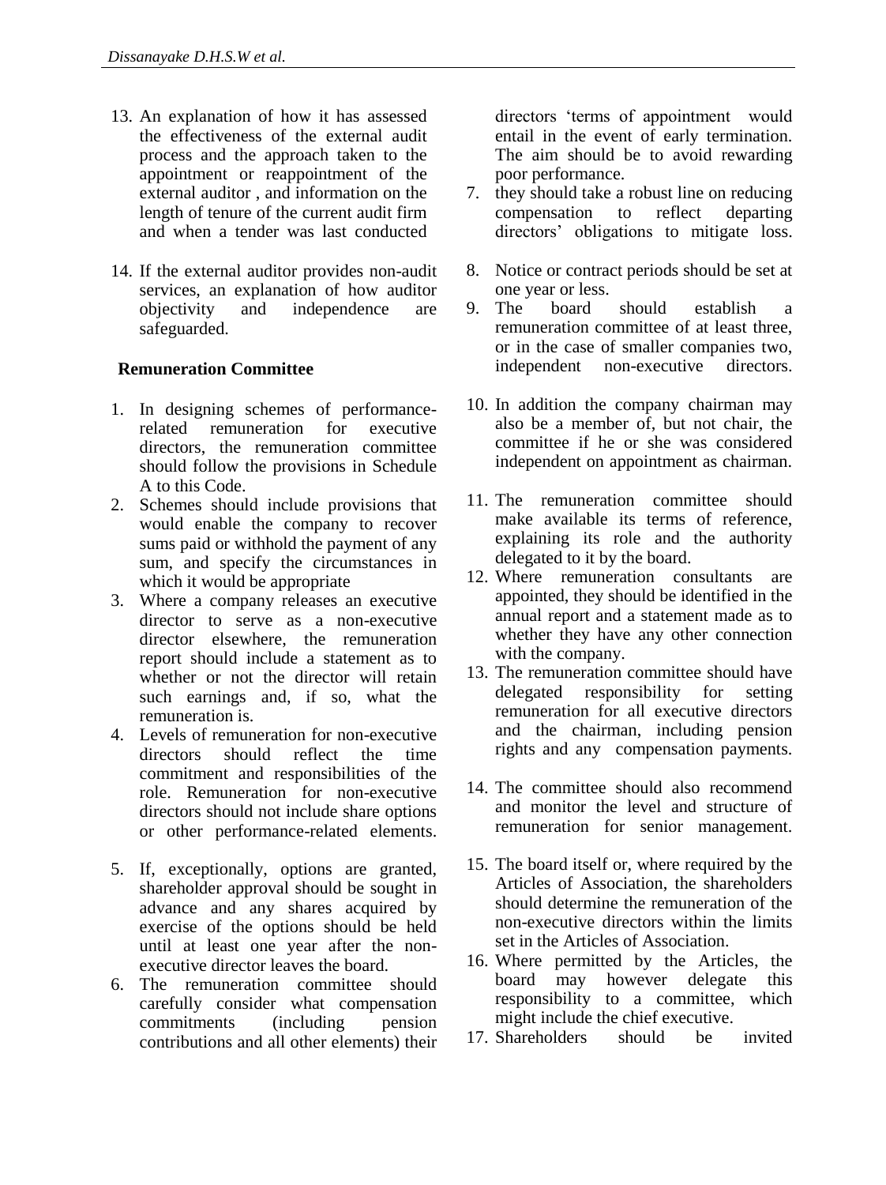13. An explanation of how it has assessed the effectiveness of the external audit process and the approach taken to the appointment or reappointment of the external auditor , and information on the length of tenure of the current audit firm and when a tender was last conducted

14. If the external auditor provides non-audit services, an explanation of how auditor objectivity and independence are safeguarded.

**Remuneration Committee**

1. In designing schemes of performance-related remuneration for executive directors, the remuneration committee should follow the provisions in Schedule A to this Code.
2. Schemes should include provisions that would enable the company to recover sums paid or withhold the payment of any sum, and specify the circumstances in which it would be appropriate
3. Where a company releases an executive director to serve as a non-executive director elsewhere, the remuneration report should include a statement as to whether or not the director will retain such earnings and, if so, what the remuneration is.
4. Levels of remuneration for non-executive directors should reflect the time commitment and responsibilities of the role. Remuneration for non-executive directors should not include share options or other performance-related elements.
5. If, exceptionally, options are granted, shareholder approval should be sought in advance and any shares acquired by exercise of the options should be held until at least one year after the non-executive director leaves the board.
6. The remuneration committee should carefully consider what compensation commitments (including pension contributions and all other elements) their directors 'terms of appointment would entail in the event of early termination. The aim should be to avoid rewarding poor performance.
7. they should take a robust line on reducing compensation to reflect departing directors' obligations to mitigate loss.
8. Notice or contract periods should be set at one year or less.
9. The board should establish a remuneration committee of at least three, or in the case of smaller companies two, independent non-executive directors.
10. In addition the company chairman may also be a member of, but not chair, the committee if he or she was considered independent on appointment as chairman.
11. The remuneration committee should make available its terms of reference, explaining its role and the authority delegated to it by the board.
12. Where remuneration consultants are appointed, they should be identified in the annual report and a statement made as to whether they have any other connection with the company.
13. The remuneration committee should have delegated responsibility for setting remuneration for all executive directors and the chairman, including pension rights and any compensation payments.
14. The committee should also recommend and monitor the level and structure of remuneration for senior management.
15. The board itself or, where required by the Articles of Association, the shareholders should determine the remuneration of the non-executive directors within the limits set in the Articles of Association.
16. Where permitted by the Articles, the board may however delegate this responsibility to a committee, which might include the chief executive.
17. Shareholders should be invited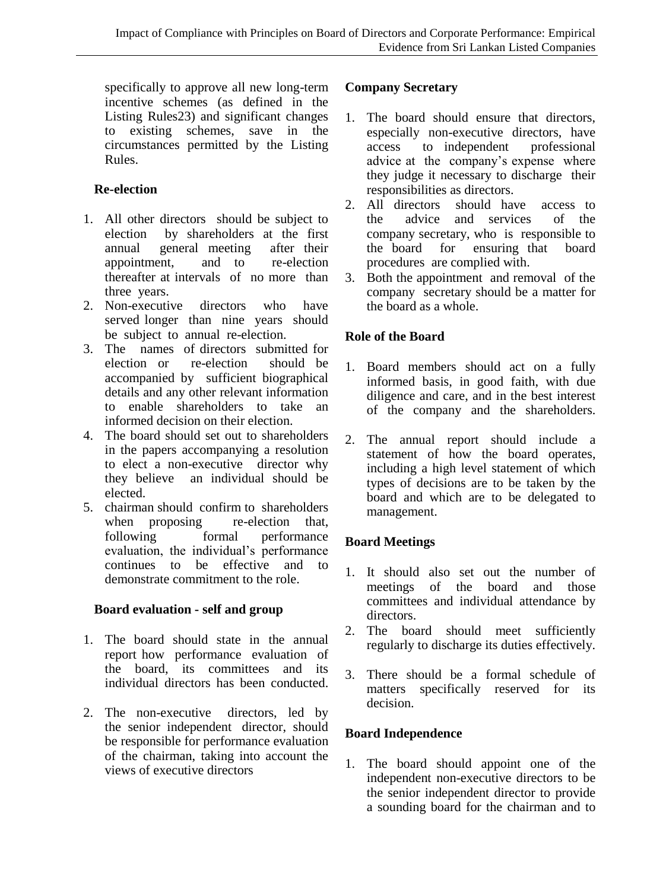specifically to approve all new long-term incentive schemes (as defined in the Listing Rules23) and significant changes to existing schemes, save in the circumstances permitted by the Listing Rules.

**Re-election**

1. All other directors should be subject to election by shareholders at the first annual general meeting after their appointment, and to re-election thereafter at intervals of no more than three years.
2. Non-executive directors who have served longer than nine years should be subject to annual re-election.
3. The names of directors submitted for election or re-election should be accompanied by sufficient biographical details and any other relevant information to enable shareholders to take an informed decision on their election.
4. The board should set out to shareholders in the papers accompanying a resolution to elect a non-executive director why they believe an individual should be elected.
5. chairman should confirm to shareholders when proposing re-election that, following formal performance evaluation, the individual's performance continues to be effective and to demonstrate commitment to the role.

**Board evaluation - self and group**

1. The board should state in the annual report how performance evaluation of the board, its committees and its individual directors has been conducted.
2. The non-executive directors, led by the senior independent director, should be responsible for performance evaluation of the chairman, taking into account the views of executive directors

**Company Secretary**

1. The board should ensure that directors, especially non-executive directors, have access to independent professional advice at the company's expense where they judge it necessary to discharge their responsibilities as directors.
2. All directors should have access to the advice and services of the company secretary, who is responsible to the board for ensuring that board procedures are complied with.
3. Both the appointment and removal of the company secretary should be a matter for the board as a whole.

**Role of the Board**

1. Board members should act on a fully informed basis, in good faith, with due diligence and care, and in the best interest of the company and the shareholders.
2. The annual report should include a statement of how the board operates, including a high level statement of which types of decisions are to be taken by the board and which are to be delegated to management.

**Board Meetings**

1. It should also set out the number of meetings of the board and those committees and individual attendance by directors.
2. The board should meet sufficiently regularly to discharge its duties effectively.
3. There should be a formal schedule of matters specifically reserved for its decision.

**Board Independence**

1. The board should appoint one of the independent non-executive directors to be the senior independent director to provide a sounding board for the chairman and to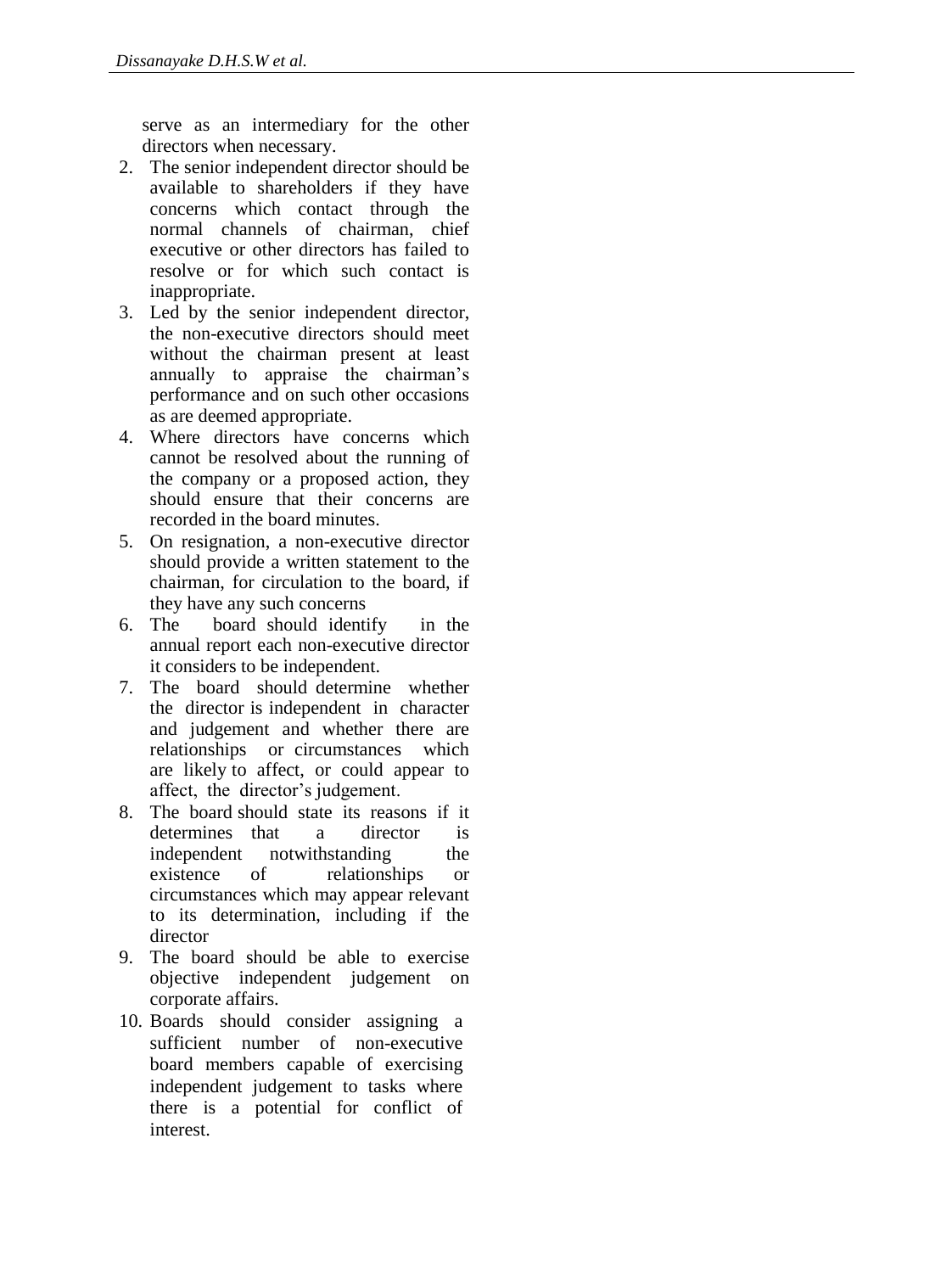serve as an intermediary for the other directors when necessary.

2. The senior independent director should be available to shareholders if they have concerns which contact through the normal channels of chairman, chief executive or other directors has failed to resolve or for which such contact is inappropriate.
3. Led by the senior independent director, the non-executive directors should meet without the chairman present at least annually to appraise the chairman's performance and on such other occasions as are deemed appropriate.
4. Where directors have concerns which cannot be resolved about the running of the company or a proposed action, they should ensure that their concerns are recorded in the board minutes.
5. On resignation, a non-executive director should provide a written statement to the chairman, for circulation to the board, if they have any such concerns
6. The board should identify in the annual report each non-executive director it considers to be independent.
7. The board should determine whether the director is independent in character and judgement and whether there are relationships or circumstances which are likely to affect, or could appear to affect, the director's judgement.
8. The board should state its reasons if it determines that a director is independent notwithstanding the existence of relationships or circumstances which may appear relevant to its determination, including if the director
9. The board should be able to exercise objective independent judgement on corporate affairs.
10. Boards should consider assigning a sufficient number of non-executive board members capable of exercising independent judgement to tasks where there is a potential for conflict of interest.